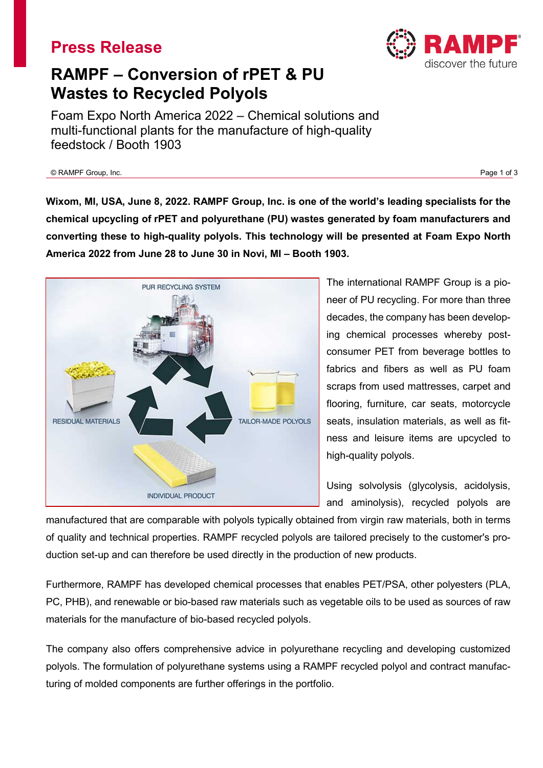# Press Release

## RAMPF – Conversion of rPET & PU Wastes to Recycled Polyols

Foam Expo North America 2022 – Chemical solutions and multi-functional plants for the manufacture of high-quality feedstock / Booth 1903

**Wixom, MI, USA, June 8, 2022. RAMPF Group, Inc. is one of the world's leading specialists for the chemical upcycling of rPET and polyurethane (PU) wastes generated by foam manufacturers and converting these to high-quality polyols. This technology will be presented at Foam Expo North America 2022 from June 28 to June 30 in Novi, MI – Booth 1903.**

The international RAMPF Group is a pioneer of PU recycling. For more than three decades, the company has been developing chemical processes whereby post-consumer PET from beverage bottles to fabrics and fibers as well as PU foam scraps from used mattresses, carpet and flooring, furniture, car seats, motorcycle seats, insulation materials, as well as fitness and leisure items are upcycled to high-quality polyols.

Using solvolysis (glycolysis, acidolysis, and aminolysis), recycled polyols are manufactured that are comparable with polyols typically obtained from virgin raw materials, both in terms of quality and technical properties. RAMPF recycled polyols are tailored precisely to the customer's production set-up and can therefore be used directly in the production of new products.

Furthermore, RAMPF has developed chemical processes that enables PET/PSA, other polyesters (PLA, PC, PHB), and renewable or bio-based raw materials such as vegetable oils to be used as sources of raw materials for the manufacture of bio-based recycled polyols.

The company also offers comprehensive advice in polyurethane recycling and developing customized polyols. The formulation of polyurethane systems using a RAMPF recycled polyol and contract manufacturing of molded components are further offerings in the portfolio.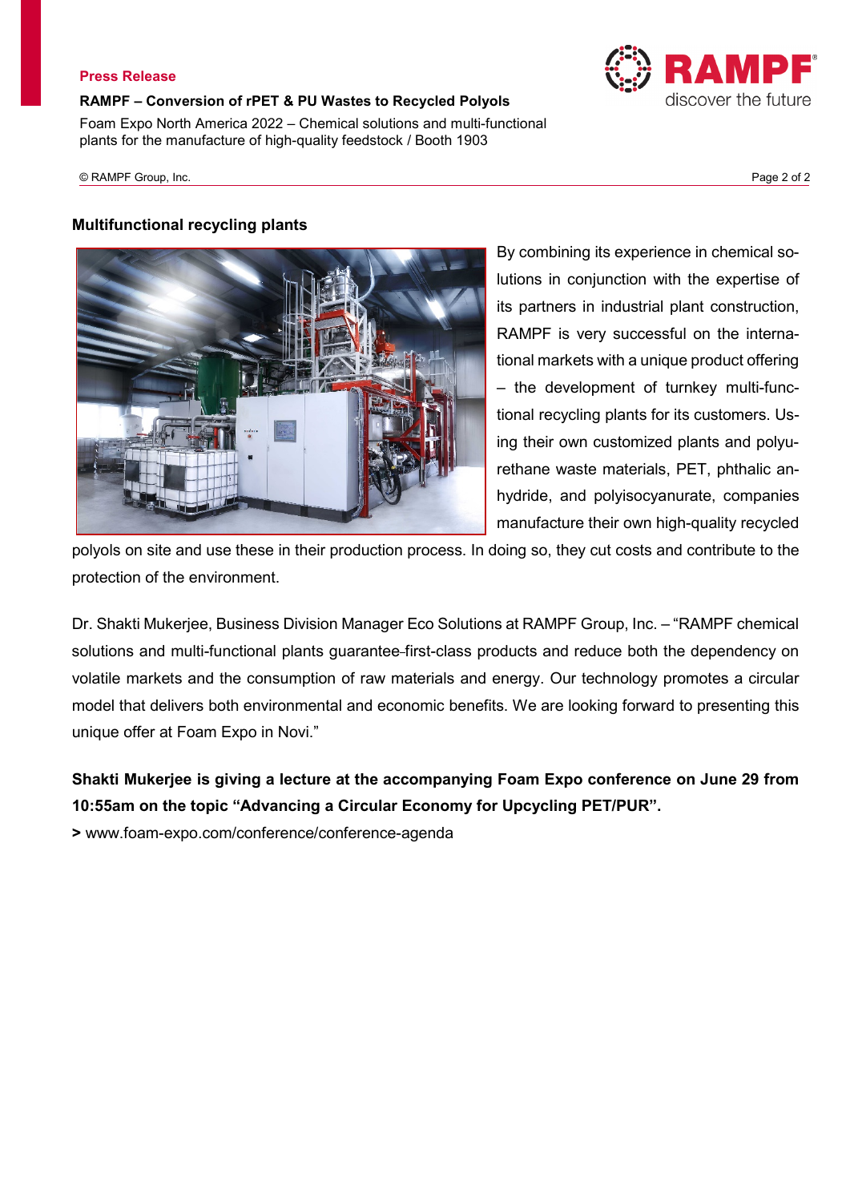## Multifunctional recycling plants

By combining its experience in chemical solutions in conjunction with the expertise of its partners in industrial plant construction, RAMPF is very successful on the international markets with a unique product offering – the development of turnkey multi-functional recycling plants for its customers. Using their own customized plants and polyurethane waste materials, PET, phthalic anhydride, and polyisocyanurate, companies manufacture their own high-quality recycled polyols on site and use these in their production process. In doing so, they cut costs and contribute to the protection of the environment.

Dr. Shakti Mukerjee, Business Division Manager Eco Solutions at RAMPF Group, Inc. – "RAMPF chemical solutions and multi-functional plants guarantee first-class products and reduce both the dependency on volatile markets and the consumption of raw materials and energy. Our technology promotes a circular model that delivers both environmental and economic benefits. We are looking forward to presenting this unique offer at Foam Expo in Novi."

**Shakti Mukerjee is giving a lecture at the accompanying Foam Expo conference on June 29 from 10:55am on the topic "Advancing a Circular Economy for Upcycling PET/PUR".**

**>** www.foam-expo.com/conference/conference-agenda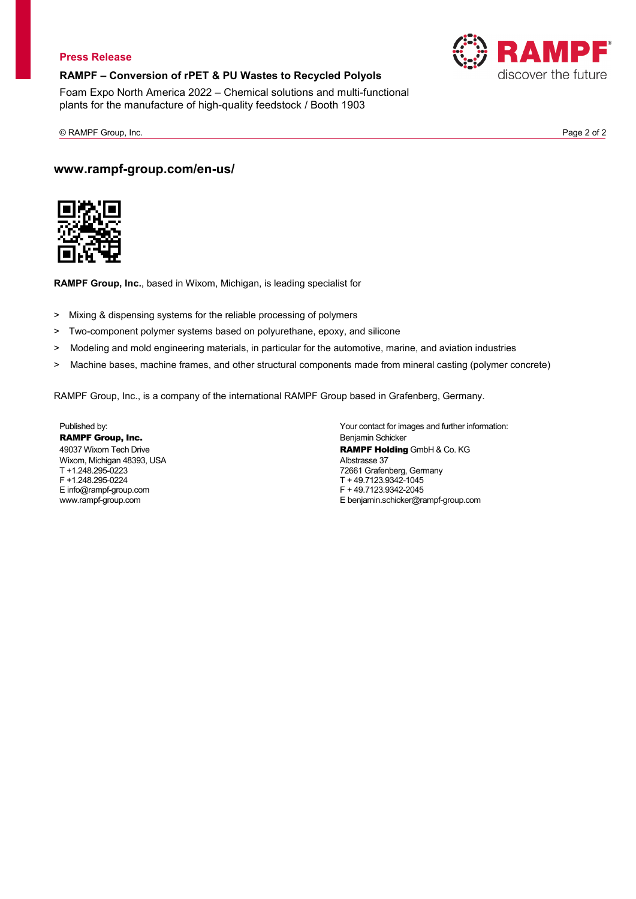## www.rampf-group.com/en-us/

**RAMPF Group, Inc.**, based in Wixom, Michigan, is leading specialist for

> Mixing & dispensing systems for the reliable processing of polymers
> Two-component polymer systems based on polyurethane, epoxy, and silicone
> Modeling and mold engineering materials, in particular for the automotive, marine, and aviation industries
> Machine bases, machine frames, and other structural components made from mineral casting (polymer concrete)

RAMPF Group, Inc., is a company of the international RAMPF Group based in Grafenberg, Germany.

Published by:
**RAMPF Group, Inc.**
49037 Wixom Tech Drive
Wixom, Michigan 48393, USA
T +1.248.295-0223
F +1.248.295-0224
E info@rampf-group.com
www.rampf-group.com

Your contact for images and further information:
Benjamin Schicker
**RAMPF Holding** GmbH & Co. KG
Albstrasse 37
72661 Grafenberg, Germany
T + 49.7123.9342-1045
F + 49.7123.9342-2045
E benjamin.schicker@rampf-group.com